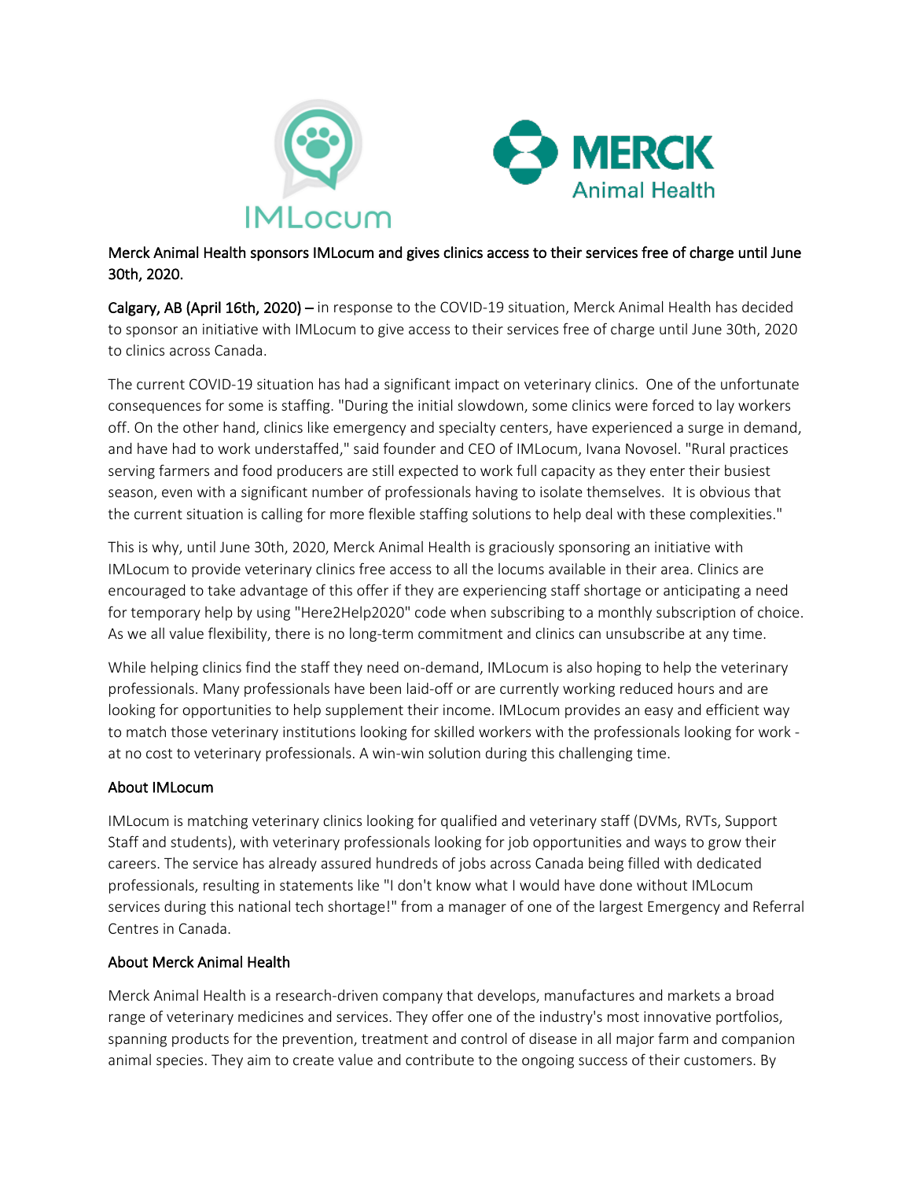Merck Animal Health sponsors IMLocum and gives clinics access to their services free of charge until June 30th, 2020.

**Calgary, AB (April 16th, 2020) –** in response to the COVID-19 situation, Merck Animal Health has decided to sponsor an initiative with IMLocum to give access to their services free of charge until June 30th, 2020 to clinics across Canada.

The current COVID-19 situation has had a significant impact on veterinary clinics. One of the unfortunate consequences for some is staffing. "During the initial slowdown, some clinics were forced to lay workers off. On the other hand, clinics like emergency and specialty centers, have experienced a surge in demand, and have had to work understaffed," said founder and CEO of IMLocum, Ivana Novosel. "Rural practices serving farmers and food producers are still expected to work full capacity as they enter their busiest season, even with a significant number of professionals having to isolate themselves. It is obvious that the current situation is calling for more flexible staffing solutions to help deal with these complexities."

This is why, until June 30th, 2020, Merck Animal Health is graciously sponsoring an initiative with IMLocum to provide veterinary clinics free access to all the locums available in their area. Clinics are encouraged to take advantage of this offer if they are experiencing staff shortage or anticipating a need for temporary help by using "Here2Help2020" code when subscribing to a monthly subscription of choice. As we all value flexibility, there is no long-term commitment and clinics can unsubscribe at any time.

While helping clinics find the staff they need on-demand, IMLocum is also hoping to help the veterinary professionals. Many professionals have been laid-off or are currently working reduced hours and are looking for opportunities to help supplement their income. IMLocum provides an easy and efficient way to match those veterinary institutions looking for skilled workers with the professionals looking for work - at no cost to veterinary professionals. A win-win solution during this challenging time.

## About IMLocum

IMLocum is matching veterinary clinics looking for qualified and veterinary staff (DVMs, RVTs, Support Staff and students), with veterinary professionals looking for job opportunities and ways to grow their careers. The service has already assured hundreds of jobs across Canada being filled with dedicated professionals, resulting in statements like "I don't know what I would have done without IMLocum services during this national tech shortage!" from a manager of one of the largest Emergency and Referral Centres in Canada.

## About Merck Animal Health

Merck Animal Health is a research-driven company that develops, manufactures and markets a broad range of veterinary medicines and services. They offer one of the industry's most innovative portfolios, spanning products for the prevention, treatment and control of disease in all major farm and companion animal species. They aim to create value and contribute to the ongoing success of their customers. By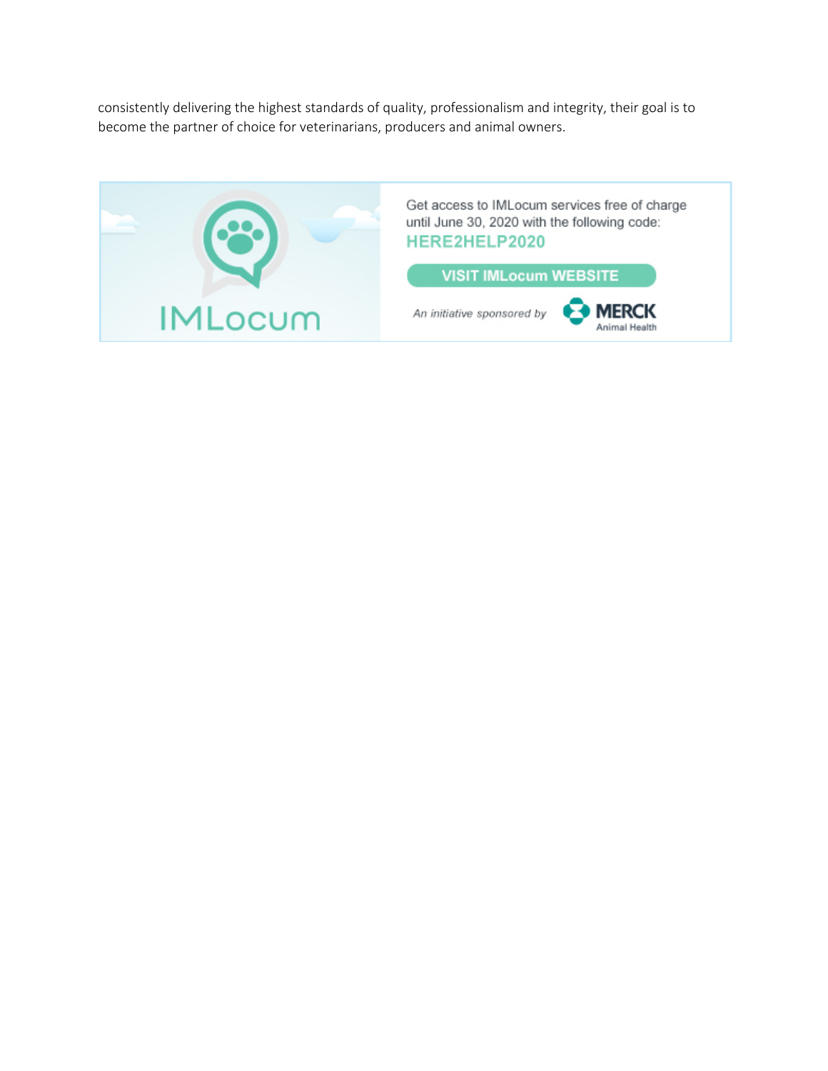consistently delivering the highest standards of quality, professionalism and integrity, their goal is to become the partner of choice for veterinarians, producers and animal owners.

IMLocum

Get access to IMLocum services free of charge until June 30, 2020 with the following code:

**HERE2HELP2020**

**VISIT IMLocum WEBSITE**

*An initiative sponsored by* MERCK Animal Health